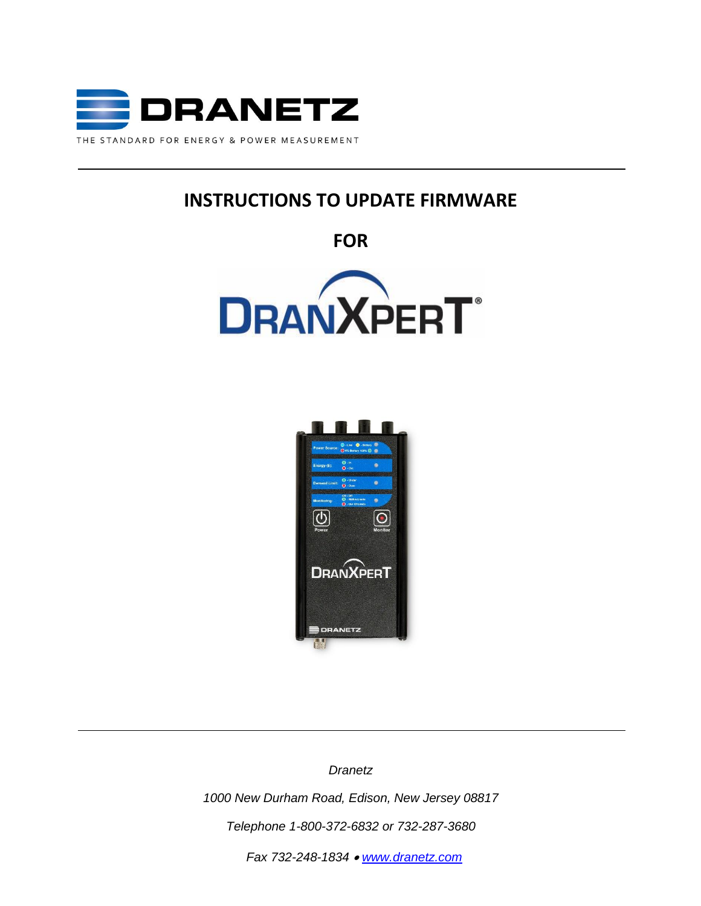DRANETZ

THE STANDARD FOR ENERGY & POWER MEASUREMENT

# INSTRUCTIONS TO UPDATE FIRMWARE

## FOR

## DRANXPERT®

*Dranetz*

*1000 New Durham Road, Edison, New Jersey 08817*

*Telephone 1-800-372-6832 or 732-287-3680*

*Fax 732-248-1834 • www.dranetz.com*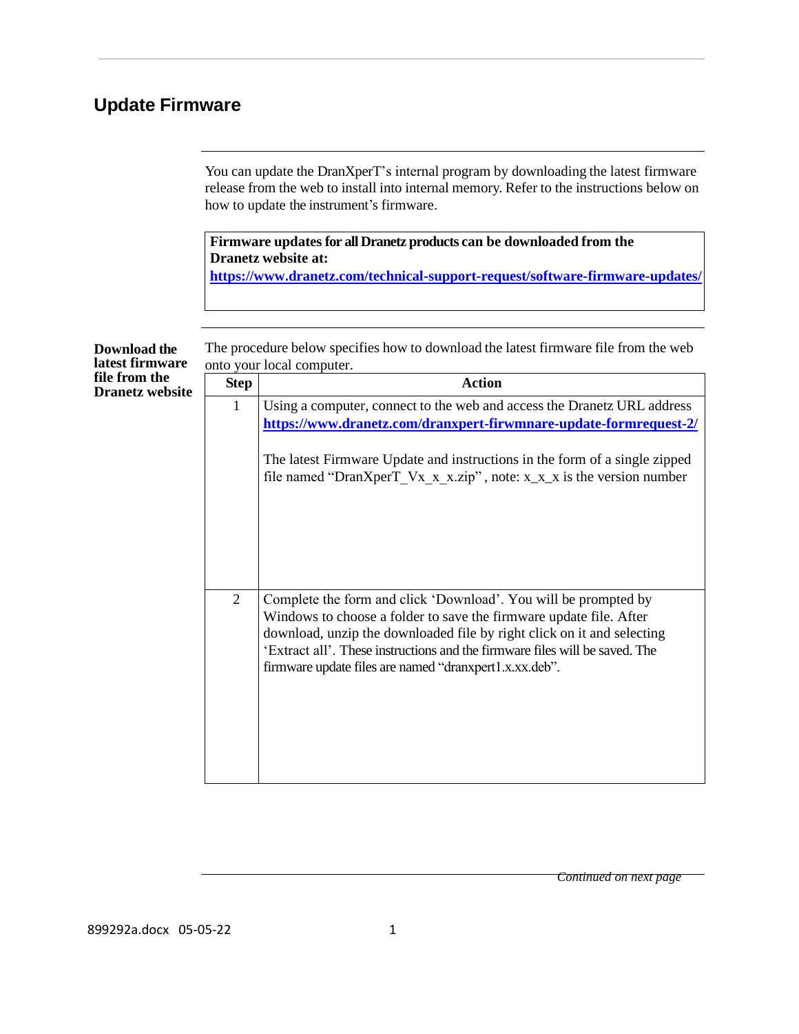## Update Firmware

You can update the DranXperT's internal program by downloading the latest firmware release from the web to install into internal memory. Refer to the instructions below on how to update the instrument's firmware.

**Firmware updates for all Dranetz products can be downloaded from the Dranetz website at:**
**https://www.dranetz.com/technical-support-request/software-firmware-updates/**

**Download the latest firmware file from the Dranetz website**

The procedure below specifies how to download the latest firmware file from the web onto your local computer.

| Step | Action |
|---|---|
| 1 | Using a computer, connect to the web and access the Dranetz URL address **https://www.dranetz.com/dranxpert-firwmnare-update-formrequest-2/**<br><br>The latest Firmware Update and instructions in the form of a single zipped file named "DranXperT_Vx_x_x.zip" , note: x_x_x is the version number |
| 2 | Complete the form and click 'Download'. You will be prompted by Windows to choose a folder to save the firmware update file. After download, unzip the downloaded file by right click on it and selecting 'Extract all'. These instructions and the firmware files will be saved. The firmware update files are named "dranxpert1.x.xx.deb". |

*Continued on next page*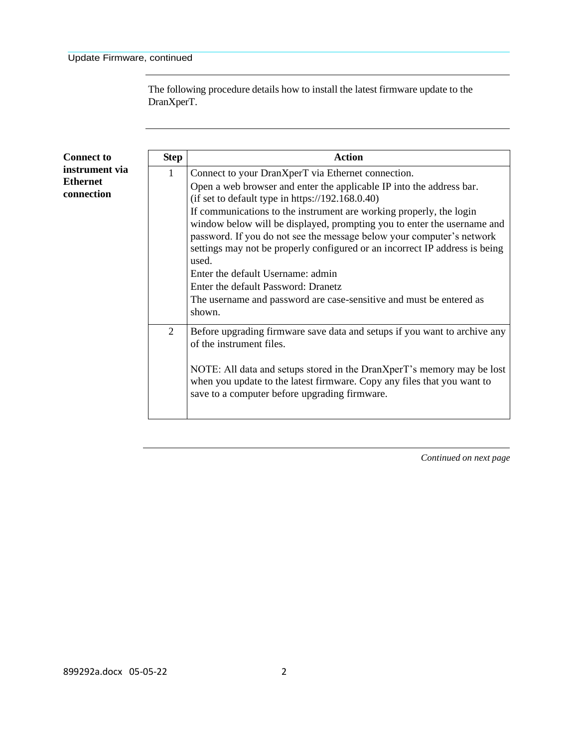The following procedure details how to install the latest firmware update to the DranXperT.

**Connect to instrument via Ethernet connection**

| Step | Action |
| --- | --- |
| 1 | Connect to your DranXperT via Ethernet connection.<br>Open a web browser and enter the applicable IP into the address bar. (if set to default type in https://192.168.0.40)<br>If communications to the instrument are working properly, the login window below will be displayed, prompting you to enter the username and password. If you do not see the message below your computer's network settings may not be properly configured or an incorrect IP address is being used.<br>Enter the default Username: admin<br>Enter the default Password: Dranetz<br>The username and password are case-sensitive and must be entered as shown. |
| 2 | Before upgrading firmware save data and setups if you want to archive any of the instrument files.<br><br>NOTE: All data and setups stored in the DranXperT's memory may be lost when you update to the latest firmware. Copy any files that you want to save to a computer before upgrading firmware. |

*Continued on next page*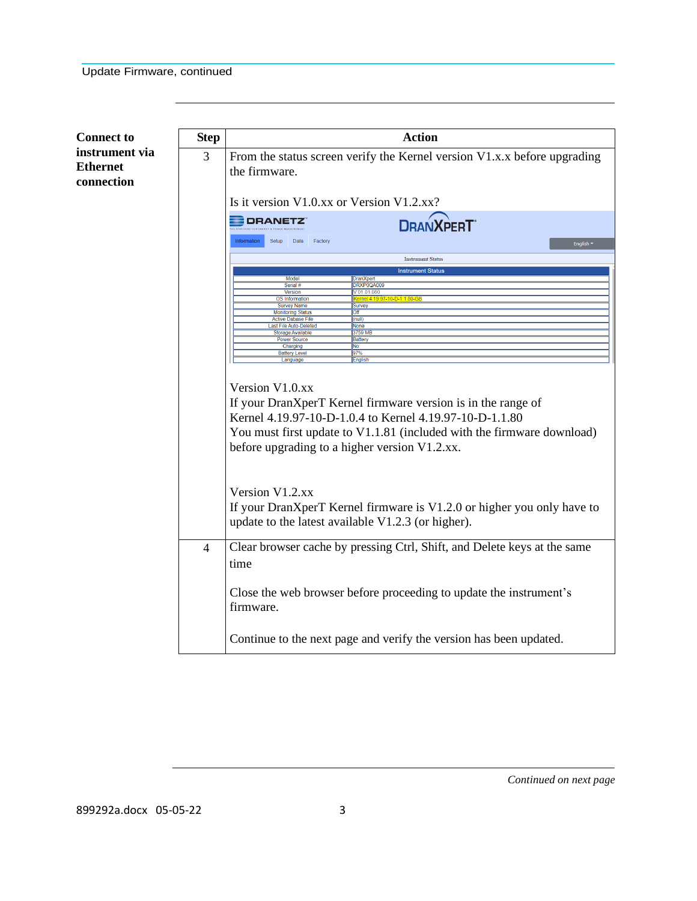Update Firmware, continued

**Connect to instrument via Ethernet connection**

| Step | Action |
|---|---|
| 3 | From the status screen verify the Kernel version V1.x.x before upgrading the firmware.<br><br>Is it version V1.0.xx or Version V1.2.xx?<br><br>Version V1.0.xx<br>If your DranXperT Kernel firmware version is in the range of Kernel 4.19.97-10-D-1.0.4 to Kernel 4.19.97-10-D-1.1.80<br>You must first update to V1.1.81 (included with the firmware download) before upgrading to a higher version V1.2.xx.<br><br>Version V1.2.xx<br>If your DranXperT Kernel firmware is V1.2.0 or higher you only have to update to the latest available V1.2.3 (or higher). |
| 4 | Clear browser cache by pressing Ctrl, Shift, and Delete keys at the same time<br><br>Close the web browser before proceeding to update the instrument's firmware.<br><br>Continue to the next page and verify the version has been updated. |

*Continued on next page*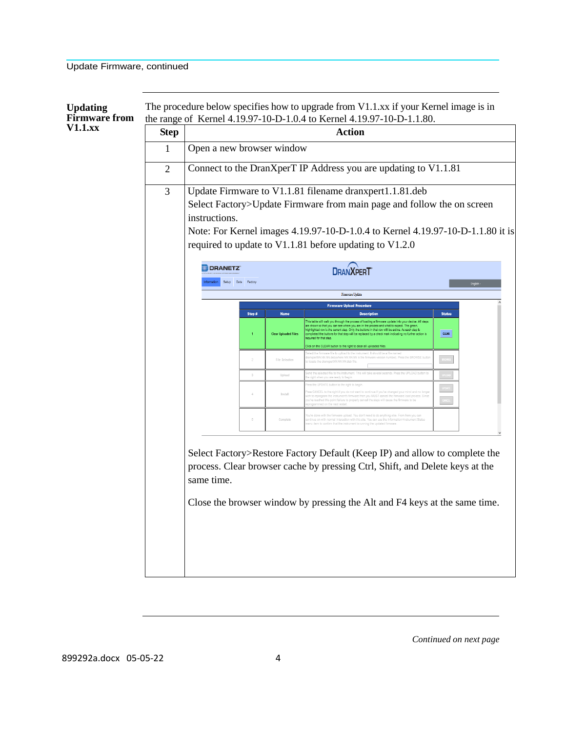## Updating Firmware from V1.1.xx

The procedure below specifies how to upgrade from V1.1.xx if your Kernel image is in the range of Kernel 4.19.97-10-D-1.0.4 to Kernel 4.19.97-10-D-1.1.80.

| Step | Action |
|---|---|
| 1 | Open a new browser window |
| 2 | Connect to the DranXperT IP Address you are updating to V1.1.81 |
| 3 | Update Firmware to V1.1.81 filename dranxpert1.1.81.deb<br>Select Factory>Update Firmware from main page and follow the on screen instructions.<br>Note: For Kernel images 4.19.97-10-D-1.0.4 to Kernel 4.19.97-10-D-1.1.80 it is required to update to V1.1.81 before updating to V1.2.0<br><br>Select Factory>Restore Factory Default (Keep IP) and allow to complete the process. Clear browser cache by pressing Ctrl, Shift, and Delete keys at the same time.<br><br>Close the browser window by pressing the Alt and F4 keys at the same time. |

*Continued on next page*

899292a.docx 05-05-22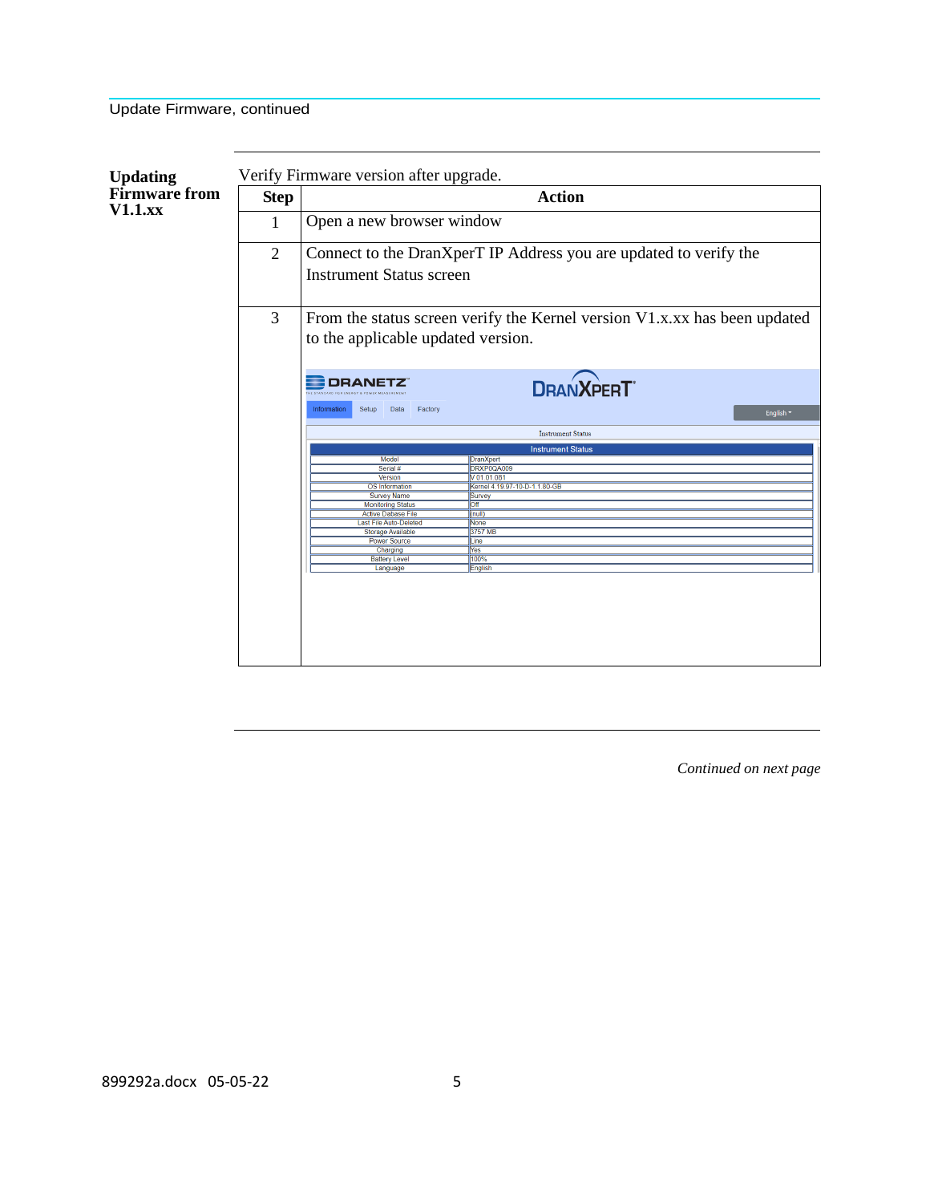Update Firmware, continued

## Updating Firmware from V1.1.xx

Verify Firmware version after upgrade.

| Step | Action |
|---|---|
| 1 | Open a new browser window |
| 2 | Connect to the DranXperT IP Address you are updated to verify the Instrument Status screen |
| 3 | From the status screen verify the Kernel version V1.x.xx has been updated to the applicable updated version. |

DRANETZ — DRANXPERT

Information | Setup | Data | Factory — English

Instrument Status

| Instrument Status | |
|---|---|
| Model | DranXpert |
| Serial # | DRXP0QA009 |
| Version | V 01.01.081 |
| OS Information | Kernel 4.19.97-10-D-1.1.80-GB |
| Survey Name | Survey |
| Monitoring Status | Off |
| Active Dabase File | (null) |
| Last File Auto-Deleted | None |
| Storage Available | 3757 MB |
| Power Source | Line |
| Charging | Yes |
| Battery Level | 100% |
| Language | English |

*Continued on next page*

899292a.docx 05-05-22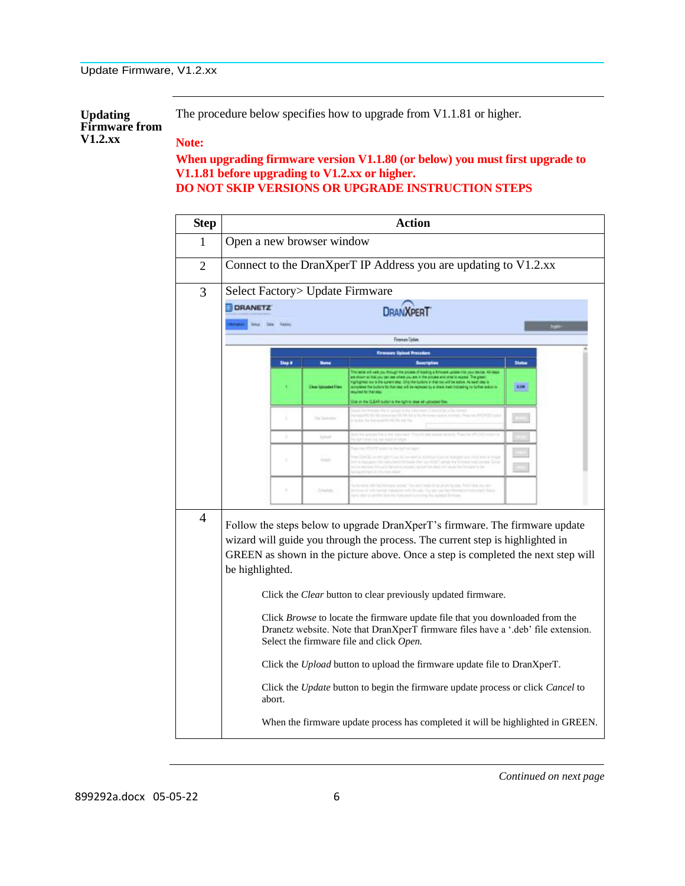## Updating Firmware from V1.2.xx

The procedure below specifies how to upgrade from V1.1.81 or higher.

**Note:**

**When upgrading firmware version V1.1.80 (or below) you must first upgrade to V1.1.81 before upgrading to V1.2.xx or higher.**
**DO NOT SKIP VERSIONS OR UPGRADE INSTRUCTION STEPS**

| Step | Action |
|---|---|
| 1 | Open a new browser window |
| 2 | Connect to the DranXperT IP Address you are updating to V1.2.xx |
| 3 | Select Factory> Update Firmware |
| 4 | Follow the steps below to upgrade DranXperT's firmware. The firmware update wizard will guide you through the process. The current step is highlighted in GREEN as shown in the picture above. Once a step is completed the next step will be highlighted.<br><br>Click the *Clear* button to clear previously updated firmware.<br><br>Click *Browse* to locate the firmware update file that you downloaded from the Dranetz website. Note that DranXperT firmware files have a '.deb' file extension. Select the firmware file and click *Open.*<br><br>Click the *Upload* button to upload the firmware update file to DranXperT.<br><br>Click the *Update* button to begin the firmware update process or click *Cancel* to abort.<br><br>When the firmware update process has completed it will be highlighted in GREEN. |

*Continued on next page*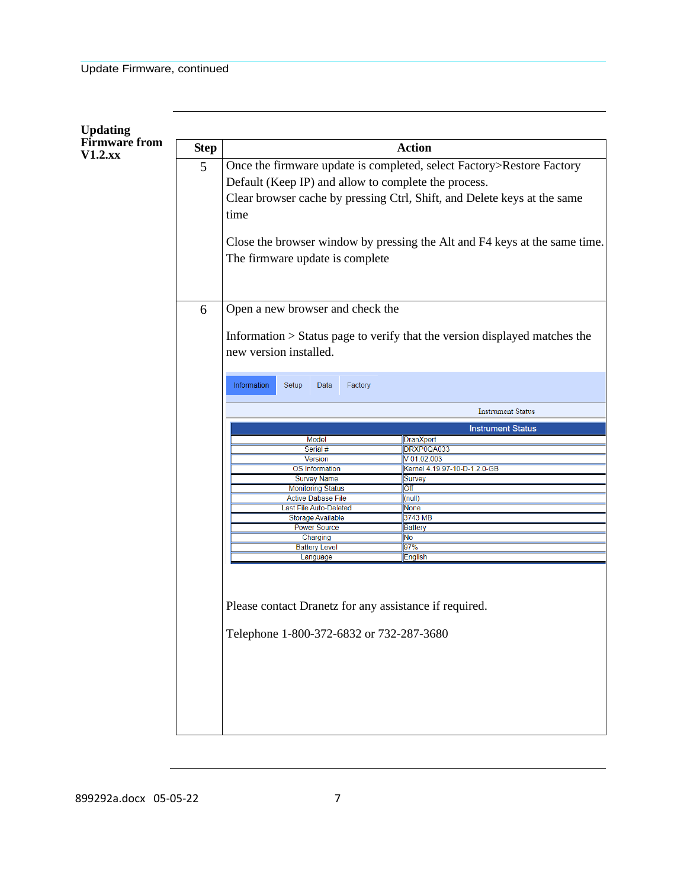Update Firmware, continued

## Updating Firmware from V1.2.xx

| Step | Action |
|---|---|
| 5 | Once the firmware update is completed, select Factory>Restore Factory Default (Keep IP) and allow to complete the process.<br>Clear browser cache by pressing Ctrl, Shift, and Delete keys at the same time<br><br>Close the browser window by pressing the Alt and F4 keys at the same time.<br>The firmware update is complete |
| 6 | Open a new browser and check the<br><br>Information > Status page to verify that the version displayed matches the new version installed.<br><br>Information Setup Data Factory<br>Instrument Status<br><br>**Instrument Status**<br>Model: DranXpert<br>Serial #: DRXP0QA033<br>Version: V 01.02.003<br>OS Information: Kernel 4.19.97-10-D-1.2.0-GB<br>Survey Name: Survey<br>Monitoring Status: Off<br>Active Dabase File: (null)<br>Last File Auto-Deleted: None<br>Storage Available: 3743 MB<br>Power Source: Battery<br>Charging: No<br>Battery Level: 97%<br>Language: English<br><br>Please contact Dranetz for any assistance if required.<br><br>Telephone 1-800-372-6832 or 732-287-3680 |

899292a.docx 05-05-22